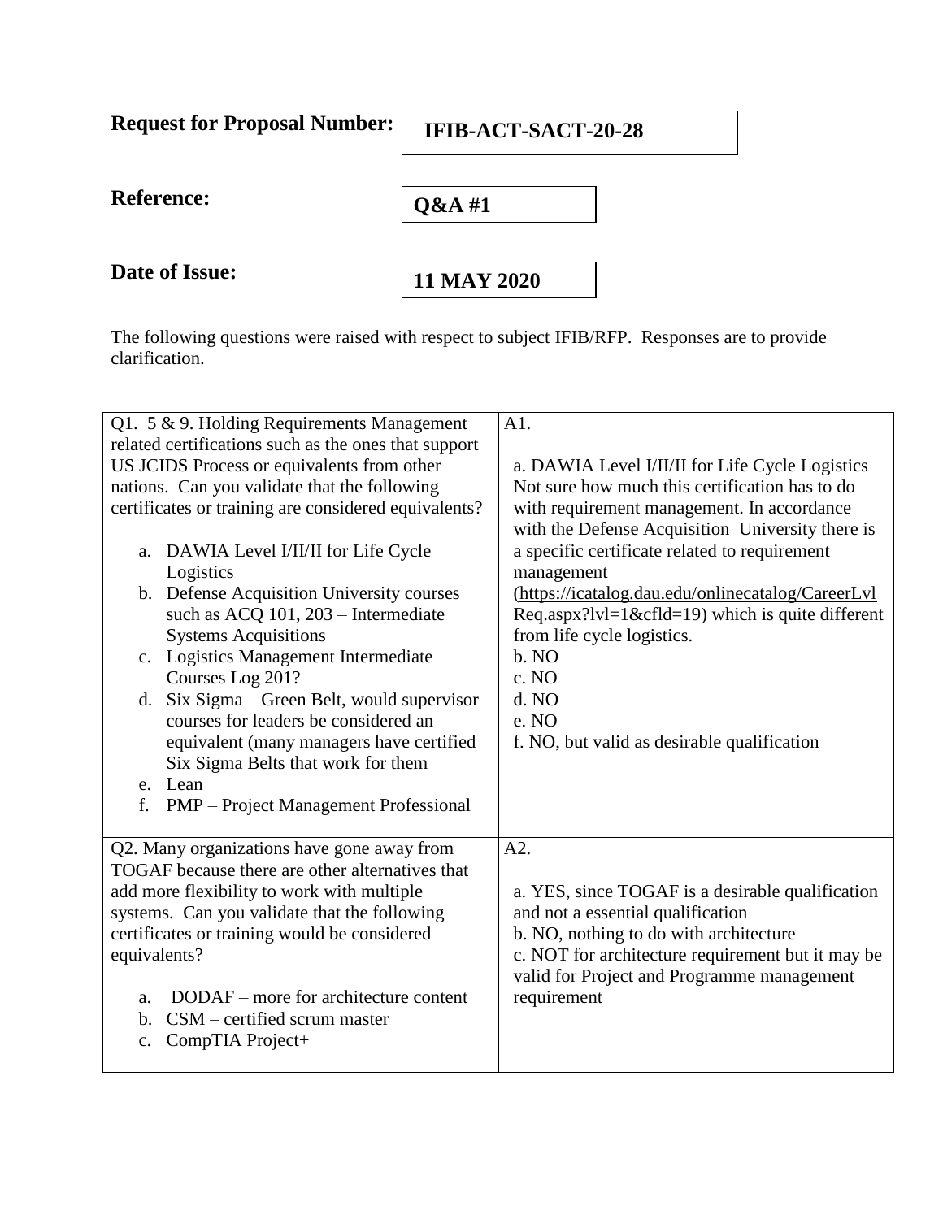**Request for Proposal Number:** **IFIB-ACT-SACT-20-28**

**Reference:** **Q&A #1**

**Date of Issue:** **11 MAY 2020**

The following questions were raised with respect to subject IFIB/RFP. Responses are to provide clarification.

| Question | Answer |
|---|---|
| Q1. 5 & 9. Holding Requirements Management related certifications such as the ones that support US JCIDS Process or equivalents from other nations. Can you validate that the following certificates or training are considered equivalents?<br><br>a. DAWIA Level I/II/II for Life Cycle Logistics<br>b. Defense Acquisition University courses such as ACQ 101, 203 – Intermediate Systems Acquisitions<br>c. Logistics Management Intermediate Courses Log 201?<br>d. Six Sigma – Green Belt, would supervisor courses for leaders be considered an equivalent (many managers have certified Six Sigma Belts that work for them<br>e. Lean<br>f. PMP – Project Management Professional | A1.<br><br>a. DAWIA Level I/II/II for Life Cycle Logistics Not sure how much this certification has to do with requirement management. In accordance with the Defense Acquisition University there is a specific certificate related to requirement management (https://icatalog.dau.edu/onlinecatalog/CareerLvlReq.aspx?lvl=1&cfld=19) which is quite different from life cycle logistics.<br>b. NO<br>c. NO<br>d. NO<br>e. NO<br>f. NO, but valid as desirable qualification |
| Q2. Many organizations have gone away from TOGAF because there are other alternatives that add more flexibility to work with multiple systems. Can you validate that the following certificates or training would be considered equivalents?<br><br>a. DODAF – more for architecture content<br>b. CSM – certified scrum master<br>c. CompTIA Project+ | A2.<br><br>a. YES, since TOGAF is a desirable qualification and not a essential qualification<br>b. NO, nothing to do with architecture<br>c. NOT for architecture requirement but it may be valid for Project and Programme management requirement |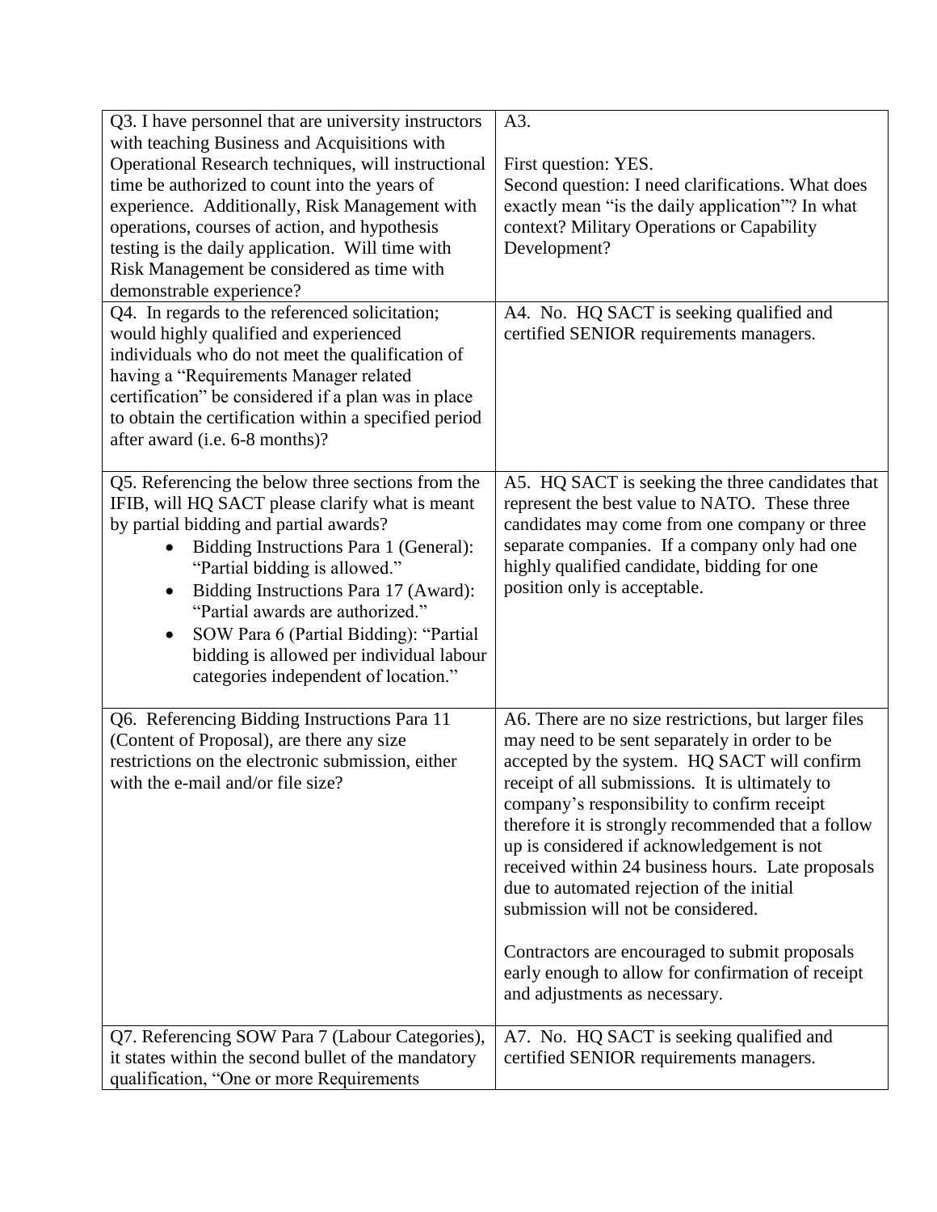| | |
|---|---|
| Q3. I have personnel that are university instructors with teaching Business and Acquisitions with Operational Research techniques, will instructional time be authorized to count into the years of experience. Additionally, Risk Management with operations, courses of action, and hypothesis testing is the daily application. Will time with Risk Management be considered as time with demonstrable experience? | A3.<br><br>First question: YES.<br>Second question: I need clarifications. What does exactly mean "is the daily application"? In what context? Military Operations or Capability Development? |
| Q4. In regards to the referenced solicitation; would highly qualified and experienced individuals who do not meet the qualification of having a "Requirements Manager related certification" be considered if a plan was in place to obtain the certification within a specified period after award (i.e. 6-8 months)? | A4. No. HQ SACT is seeking qualified and certified SENIOR requirements managers. |
| Q5. Referencing the below three sections from the IFIB, will HQ SACT please clarify what is meant by partial bidding and partial awards?<br>• Bidding Instructions Para 1 (General): "Partial bidding is allowed."<br>• Bidding Instructions Para 17 (Award): "Partial awards are authorized."<br>• SOW Para 6 (Partial Bidding): "Partial bidding is allowed per individual labour categories independent of location." | A5. HQ SACT is seeking the three candidates that represent the best value to NATO. These three candidates may come from one company or three separate companies. If a company only had one highly qualified candidate, bidding for one position only is acceptable. |
| Q6. Referencing Bidding Instructions Para 11 (Content of Proposal), are there any size restrictions on the electronic submission, either with the e-mail and/or file size? | A6. There are no size restrictions, but larger files may need to be sent separately in order to be accepted by the system. HQ SACT will confirm receipt of all submissions. It is ultimately to company's responsibility to confirm receipt therefore it is strongly recommended that a follow up is considered if acknowledgement is not received within 24 business hours. Late proposals due to automated rejection of the initial submission will not be considered.<br><br>Contractors are encouraged to submit proposals early enough to allow for confirmation of receipt and adjustments as necessary. |
| Q7. Referencing SOW Para 7 (Labour Categories), it states within the second bullet of the mandatory qualification, "One or more Requirements | A7. No. HQ SACT is seeking qualified and certified SENIOR requirements managers. |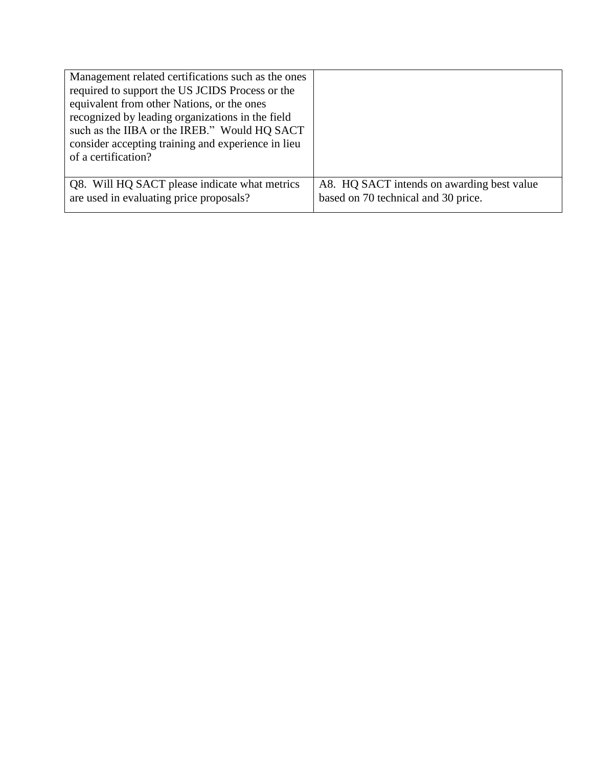| | |
|---|---|
| Management related certifications such as the ones required to support the US JCIDS Process or the equivalent from other Nations, or the ones recognized by leading organizations in the field such as the IIBA or the IREB." Would HQ SACT consider accepting training and experience in lieu of a certification? | |
| Q8. Will HQ SACT please indicate what metrics are used in evaluating price proposals? | A8. HQ SACT intends on awarding best value based on 70 technical and 30 price. |